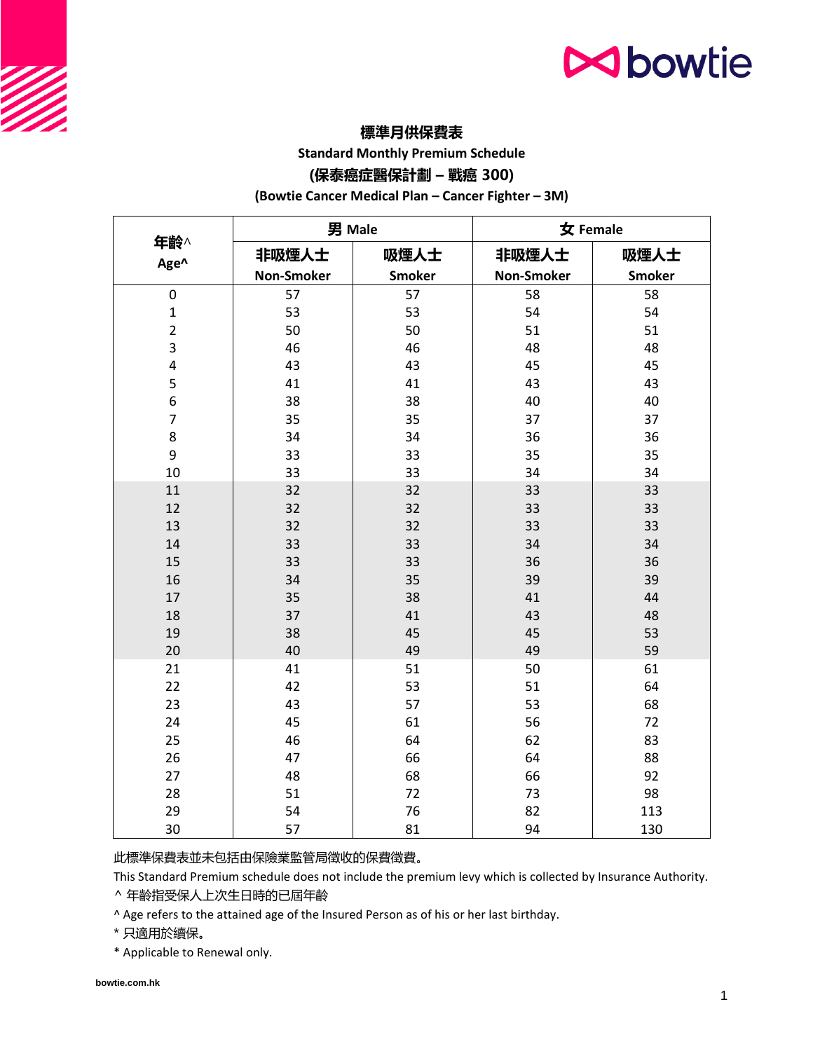## 標準月供保費表

**Standard Monthly Premium Schedule**

## (保泰癌症醫保計劃 – 戰癌 300)

**(Bowtie Cancer Medical Plan – Cancer Fighter – 3M)**

| 年齡^ Age^ | 男 Male | | 女 Female | |
|---|---|---|---|---|
| | 非吸煙人士 Non-Smoker | 吸煙人士 Smoker | 非吸煙人士 Non-Smoker | 吸煙人士 Smoker |
| 0 | 57 | 57 | 58 | 58 |
| 1 | 53 | 53 | 54 | 54 |
| 2 | 50 | 50 | 51 | 51 |
| 3 | 46 | 46 | 48 | 48 |
| 4 | 43 | 43 | 45 | 45 |
| 5 | 41 | 41 | 43 | 43 |
| 6 | 38 | 38 | 40 | 40 |
| 7 | 35 | 35 | 37 | 37 |
| 8 | 34 | 34 | 36 | 36 |
| 9 | 33 | 33 | 35 | 35 |
| 10 | 33 | 33 | 34 | 34 |
| 11 | 32 | 32 | 33 | 33 |
| 12 | 32 | 32 | 33 | 33 |
| 13 | 32 | 32 | 33 | 33 |
| 14 | 33 | 33 | 34 | 34 |
| 15 | 33 | 33 | 36 | 36 |
| 16 | 34 | 35 | 39 | 39 |
| 17 | 35 | 38 | 41 | 44 |
| 18 | 37 | 41 | 43 | 48 |
| 19 | 38 | 45 | 45 | 53 |
| 20 | 40 | 49 | 49 | 59 |
| 21 | 41 | 51 | 50 | 61 |
| 22 | 42 | 53 | 51 | 64 |
| 23 | 43 | 57 | 53 | 68 |
| 24 | 45 | 61 | 56 | 72 |
| 25 | 46 | 64 | 62 | 83 |
| 26 | 47 | 66 | 64 | 88 |
| 27 | 48 | 68 | 66 | 92 |
| 28 | 51 | 72 | 73 | 98 |
| 29 | 54 | 76 | 82 | 113 |
| 30 | 57 | 81 | 94 | 130 |

此標準保費表並未包括由保險業監管局徵收的保費徵費。

This Standard Premium schedule does not include the premium levy which is collected by Insurance Authority.

^ 年齡指受保人上次生日時的已屆年齡

^ Age refers to the attained age of the Insured Person as of his or her last birthday.

* 只適用於續保。

* Applicable to Renewal only.

bowtie.com.hk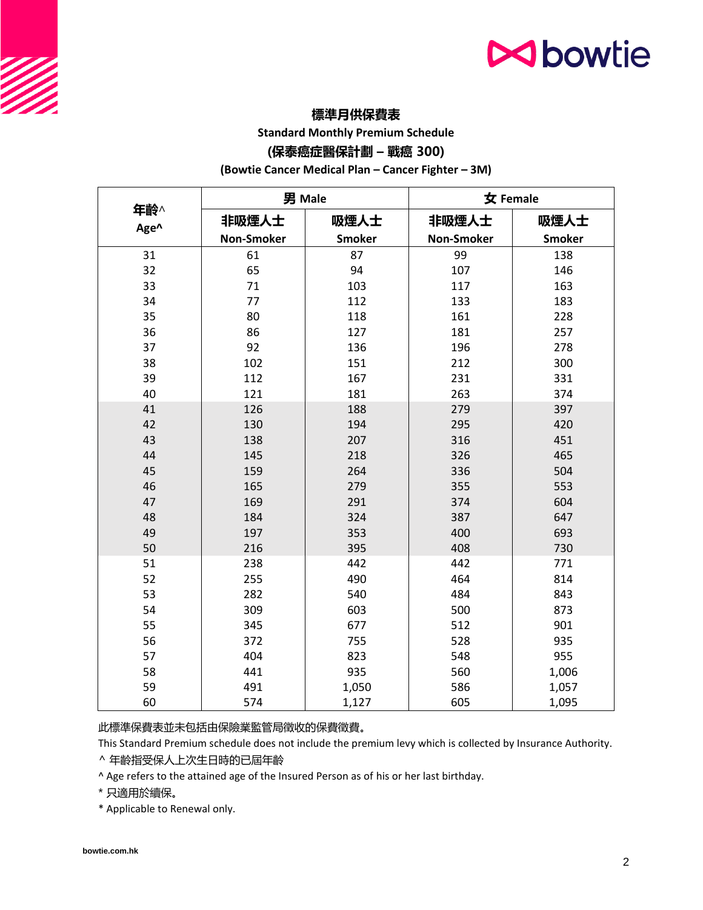# 標準月供保費表

## Standard Monthly Premium Schedule

## (保泰癌症醫保計劃 – 戰癌 300)

## (Bowtie Cancer Medical Plan – Cancer Fighter – 3M)

| 年齡^ Age^ | 男 Male | | 女 Female | |
|---|---|---|---|---|
| | 非吸煙人士 Non-Smoker | 吸煙人士 Smoker | 非吸煙人士 Non-Smoker | 吸煙人士 Smoker |
| 31 | 61 | 87 | 99 | 138 |
| 32 | 65 | 94 | 107 | 146 |
| 33 | 71 | 103 | 117 | 163 |
| 34 | 77 | 112 | 133 | 183 |
| 35 | 80 | 118 | 161 | 228 |
| 36 | 86 | 127 | 181 | 257 |
| 37 | 92 | 136 | 196 | 278 |
| 38 | 102 | 151 | 212 | 300 |
| 39 | 112 | 167 | 231 | 331 |
| 40 | 121 | 181 | 263 | 374 |
| 41 | 126 | 188 | 279 | 397 |
| 42 | 130 | 194 | 295 | 420 |
| 43 | 138 | 207 | 316 | 451 |
| 44 | 145 | 218 | 326 | 465 |
| 45 | 159 | 264 | 336 | 504 |
| 46 | 165 | 279 | 355 | 553 |
| 47 | 169 | 291 | 374 | 604 |
| 48 | 184 | 324 | 387 | 647 |
| 49 | 197 | 353 | 400 | 693 |
| 50 | 216 | 395 | 408 | 730 |
| 51 | 238 | 442 | 442 | 771 |
| 52 | 255 | 490 | 464 | 814 |
| 53 | 282 | 540 | 484 | 843 |
| 54 | 309 | 603 | 500 | 873 |
| 55 | 345 | 677 | 512 | 901 |
| 56 | 372 | 755 | 528 | 935 |
| 57 | 404 | 823 | 548 | 955 |
| 58 | 441 | 935 | 560 | 1,006 |
| 59 | 491 | 1,050 | 586 | 1,057 |
| 60 | 574 | 1,127 | 605 | 1,095 |

此標準保費表並未包括由保險業監管局徵收的保費徵費。

This Standard Premium schedule does not include the premium levy which is collected by Insurance Authority.

^ 年齡指受保人上次生日時的已屆年齡

^ Age refers to the attained age of the Insured Person as of his or her last birthday.

* 只適用於續保。

* Applicable to Renewal only.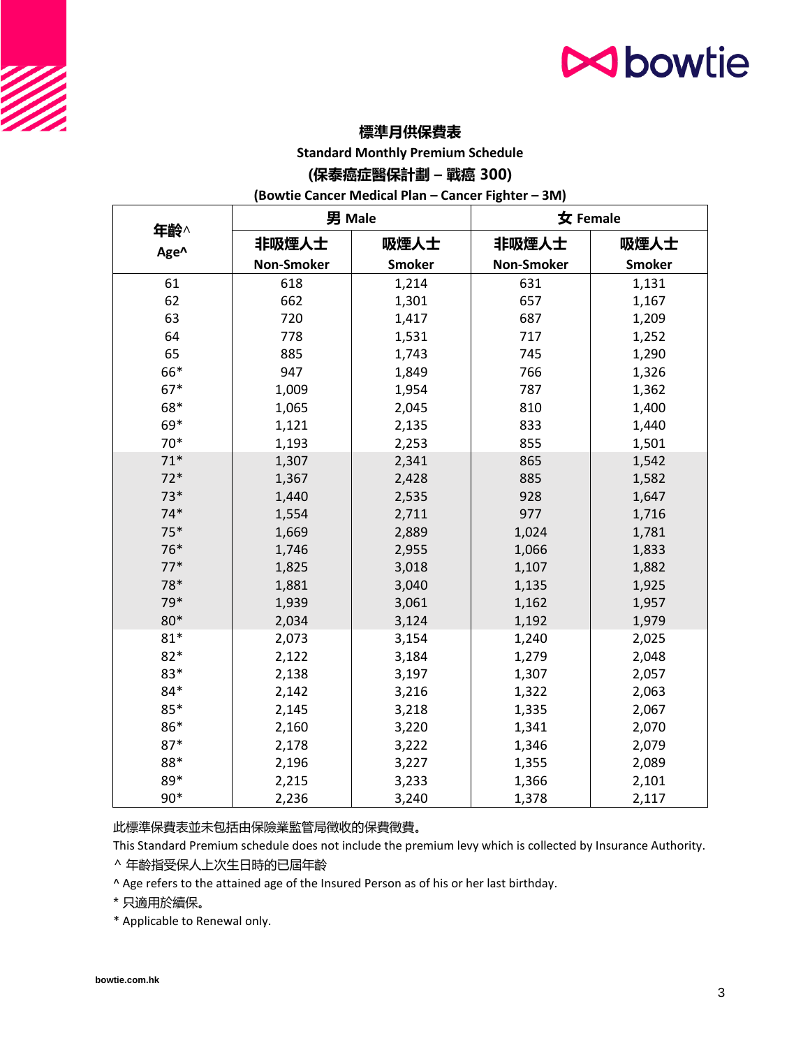## 標準月供保費表

**Standard Monthly Premium Schedule**

**(保泰癌症醫保計劃 – 戰癌 300)**

**(Bowtie Cancer Medical Plan – Cancer Fighter – 3M)**

| 年齡^ Age^ | 男 Male | | 女 Female | |
|---|---|---|---|---|
| | 非吸煙人士 Non-Smoker | 吸煙人士 Smoker | 非吸煙人士 Non-Smoker | 吸煙人士 Smoker |
| 61 | 618 | 1,214 | 631 | 1,131 |
| 62 | 662 | 1,301 | 657 | 1,167 |
| 63 | 720 | 1,417 | 687 | 1,209 |
| 64 | 778 | 1,531 | 717 | 1,252 |
| 65 | 885 | 1,743 | 745 | 1,290 |
| 66* | 947 | 1,849 | 766 | 1,326 |
| 67* | 1,009 | 1,954 | 787 | 1,362 |
| 68* | 1,065 | 2,045 | 810 | 1,400 |
| 69* | 1,121 | 2,135 | 833 | 1,440 |
| 70* | 1,193 | 2,253 | 855 | 1,501 |
| 71* | 1,307 | 2,341 | 865 | 1,542 |
| 72* | 1,367 | 2,428 | 885 | 1,582 |
| 73* | 1,440 | 2,535 | 928 | 1,647 |
| 74* | 1,554 | 2,711 | 977 | 1,716 |
| 75* | 1,669 | 2,889 | 1,024 | 1,781 |
| 76* | 1,746 | 2,955 | 1,066 | 1,833 |
| 77* | 1,825 | 3,018 | 1,107 | 1,882 |
| 78* | 1,881 | 3,040 | 1,135 | 1,925 |
| 79* | 1,939 | 3,061 | 1,162 | 1,957 |
| 80* | 2,034 | 3,124 | 1,192 | 1,979 |
| 81* | 2,073 | 3,154 | 1,240 | 2,025 |
| 82* | 2,122 | 3,184 | 1,279 | 2,048 |
| 83* | 2,138 | 3,197 | 1,307 | 2,057 |
| 84* | 2,142 | 3,216 | 1,322 | 2,063 |
| 85* | 2,145 | 3,218 | 1,335 | 2,067 |
| 86* | 2,160 | 3,220 | 1,341 | 2,070 |
| 87* | 2,178 | 3,222 | 1,346 | 2,079 |
| 88* | 2,196 | 3,227 | 1,355 | 2,089 |
| 89* | 2,215 | 3,233 | 1,366 | 2,101 |
| 90* | 2,236 | 3,240 | 1,378 | 2,117 |

此標準保費表並未包括由保險業監管局徵收的保費徵費。

This Standard Premium schedule does not include the premium levy which is collected by Insurance Authority.

^ 年齡指受保人上次生日時的已屆年齡

^ Age refers to the attained age of the Insured Person as of his or her last birthday.

* 只適用於續保。

* Applicable to Renewal only.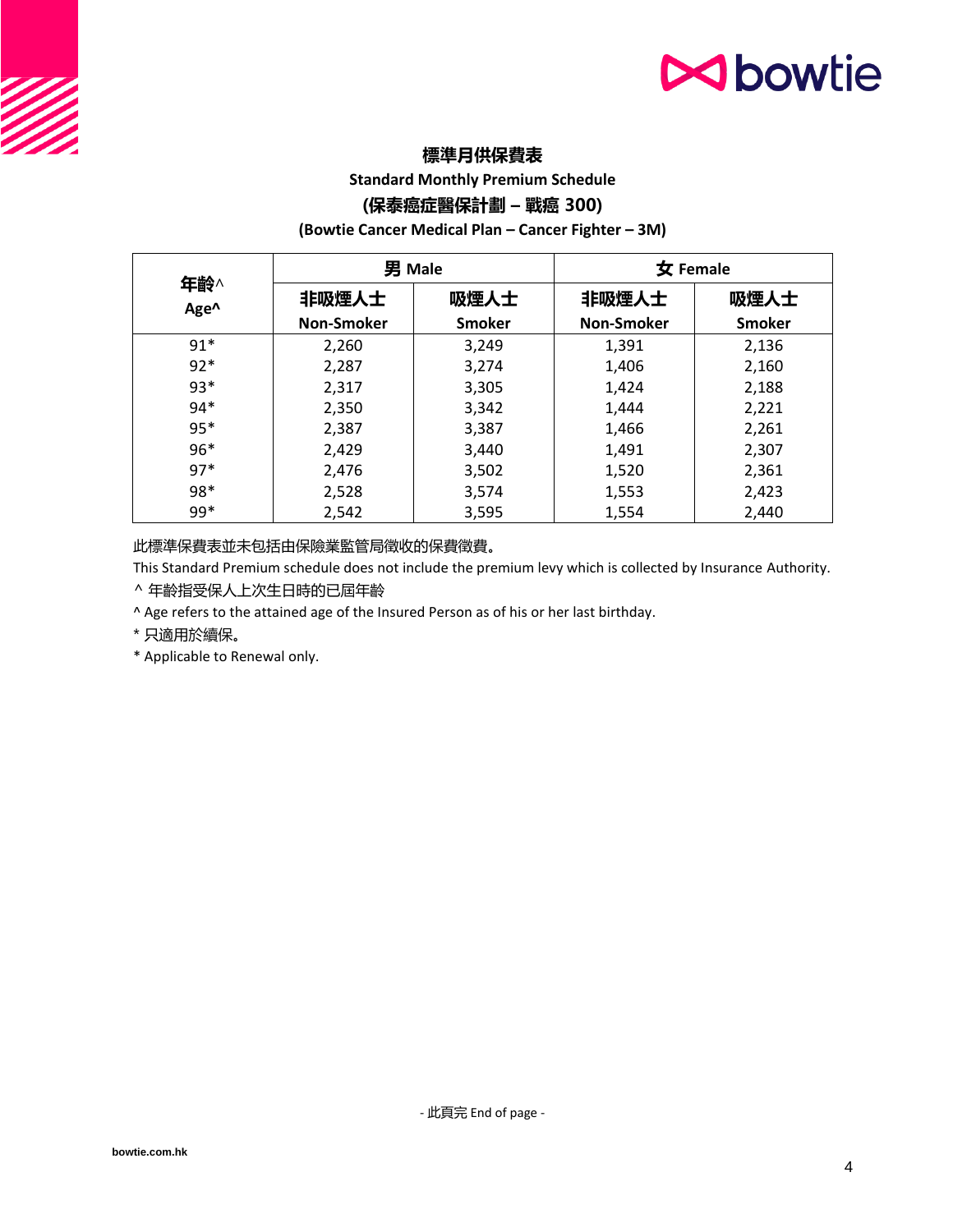# 標準月供保費表

## Standard Monthly Premium Schedule

## (保泰癌症醫保計劃 – 戰癌 300)

## (Bowtie Cancer Medical Plan – Cancer Fighter – 3M)

| 年齡^ Age^ | 男 Male | | 女 Female | |
|---|---|---|---|---|
| | 非吸煙人士 Non-Smoker | 吸煙人士 Smoker | 非吸煙人士 Non-Smoker | 吸煙人士 Smoker |
| 91* | 2,260 | 3,249 | 1,391 | 2,136 |
| 92* | 2,287 | 3,274 | 1,406 | 2,160 |
| 93* | 2,317 | 3,305 | 1,424 | 2,188 |
| 94* | 2,350 | 3,342 | 1,444 | 2,221 |
| 95* | 2,387 | 3,387 | 1,466 | 2,261 |
| 96* | 2,429 | 3,440 | 1,491 | 2,307 |
| 97* | 2,476 | 3,502 | 1,520 | 2,361 |
| 98* | 2,528 | 3,574 | 1,553 | 2,423 |
| 99* | 2,542 | 3,595 | 1,554 | 2,440 |

此標準保費表並未包括由保險業監管局徵收的保費徵費。

This Standard Premium schedule does not include the premium levy which is collected by Insurance Authority.

^ 年齡指受保人上次生日時的已屆年齡

^ Age refers to the attained age of the Insured Person as of his or her last birthday.

* 只適用於續保。

* Applicable to Renewal only.

- 此頁完 End of page -

bowtie.com.hk